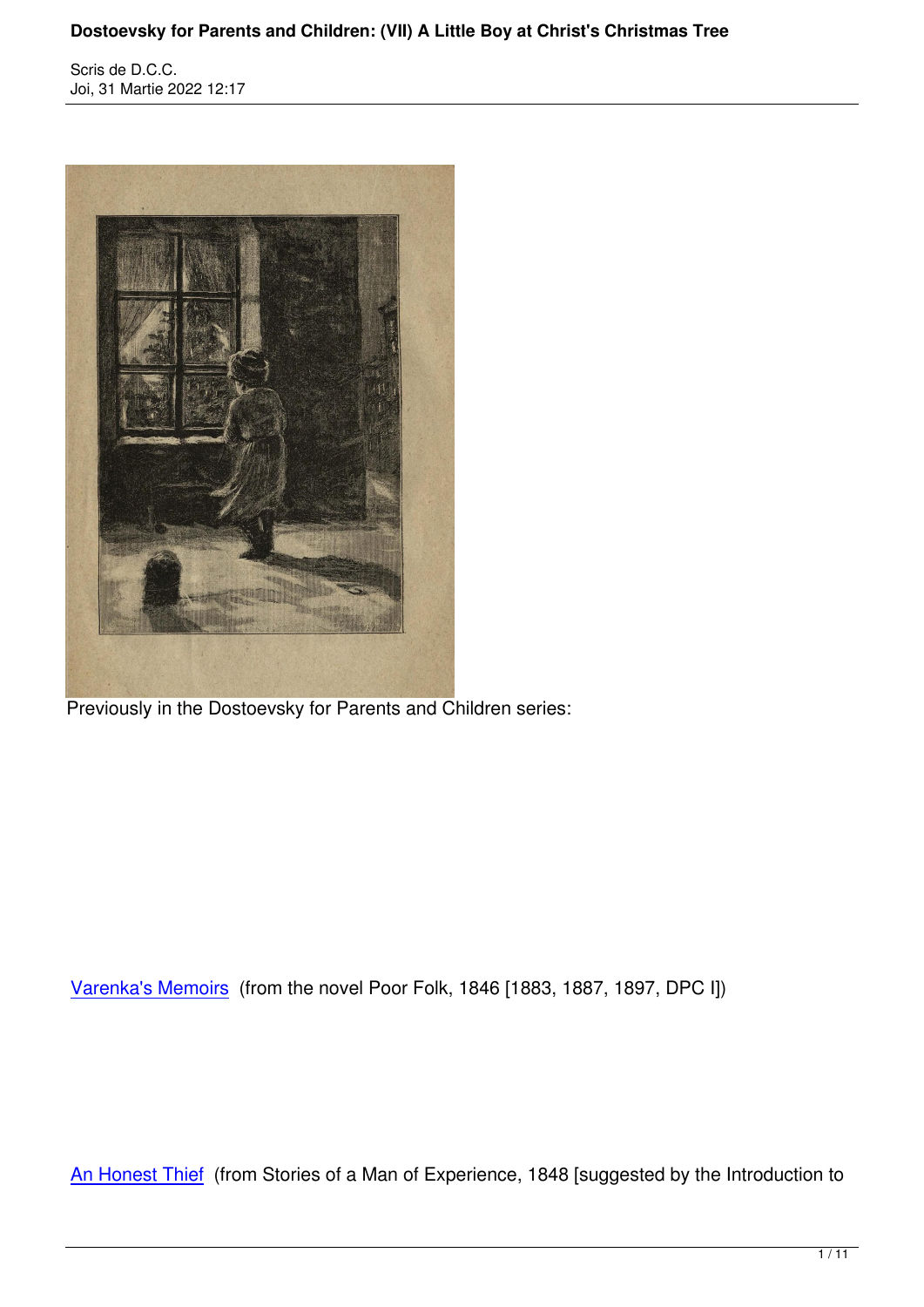Previously in the Dostoevsky for Parents and Children series:

Varenka's Memoirs (from the novel Poor Folk, 1846 [1883, 1887, 1897, DPC I])

An Honest Thief (from Stories of a Man of Experience, 1848 [suggested by the Introduction to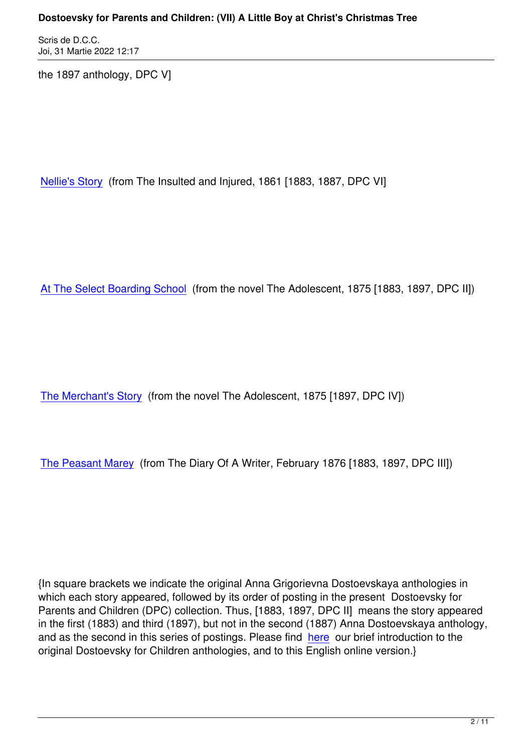the 1897 anthology, DPC V]

Nellie's Story (from The Insulted and Injured, 1861 [1883, 1887, DPC VI]

At The Select Boarding School (from the novel The Adolescent, 1875 [1883, 1897, DPC II])

The Merchant's Story (from the novel The Adolescent, 1875 [1897, DPC IV])

The Peasant Marey (from The Diary Of A Writer, February 1876 [1883, 1897, DPC III])

{In square brackets we indicate the original Anna Grigorievna Dostoevskaya anthologies in which each story appeared, followed by its order of posting in the present Dostoevsky for Parents and Children (DPC) collection. Thus, [1883, 1897, DPC II] means the story appeared in the first (1883) and third (1897), but not in the second (1887) Anna Dostoevskaya anthology, and as the second in this series of postings. Please find here our brief introduction to the original Dostoevsky for Children anthologies, and to this English online version.}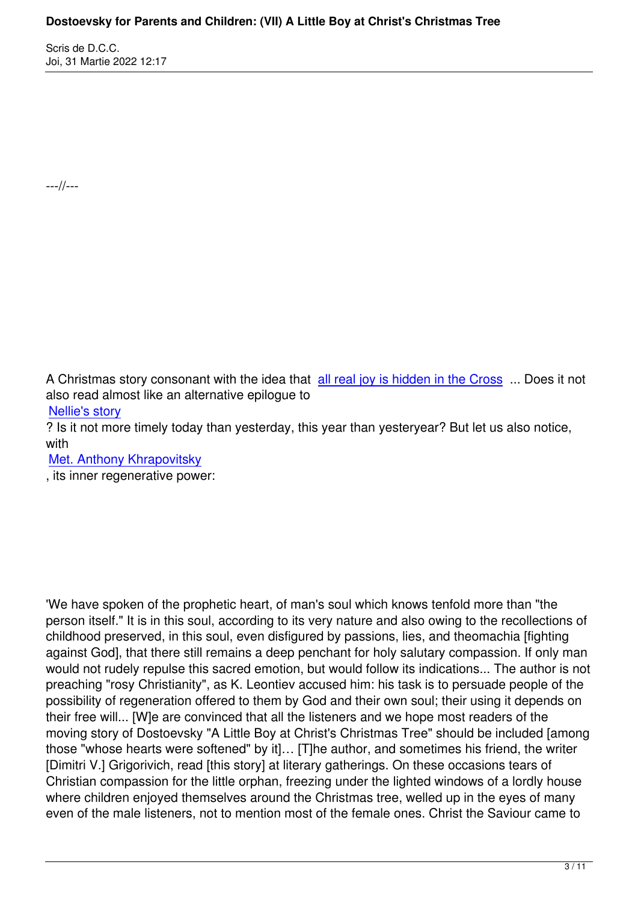---//---

A Christmas story consonant with the idea that all real joy is hidden in the Cross ... Does it not also read almost like an alternative epilogue to Nellie's story? Is it not more timely today than yesterday, this year than yesteryear? But let us also notice, with Met. Anthony Khrapovitsky, its inner regenerative power:

'We have spoken of the prophetic heart, of man's soul which knows tenfold more than "the person itself." It is in this soul, according to its very nature and also owing to the recollections of childhood preserved, in this soul, even disfigured by passions, lies, and theomachia [fighting against God], that there still remains a deep penchant for holy salutary compassion. If only man would not rudely repulse this sacred emotion, but would follow its indications... The author is not preaching "rosy Christianity", as K. Leontiev accused him: his task is to persuade people of the possibility of regeneration offered to them by God and their own soul; their using it depends on their free will... [W]e are convinced that all the listeners and we hope most readers of the moving story of Dostoevsky "A Little Boy at Christ's Christmas Tree" should be included [among those "whose hearts were softened" by it]… [T]he author, and sometimes his friend, the writer [Dimitri V.] Grigorivich, read [this story] at literary gatherings. On these occasions tears of Christian compassion for the little orphan, freezing under the lighted windows of a lordly house where children enjoyed themselves around the Christmas tree, welled up in the eyes of many even of the male listeners, not to mention most of the female ones. Christ the Saviour came to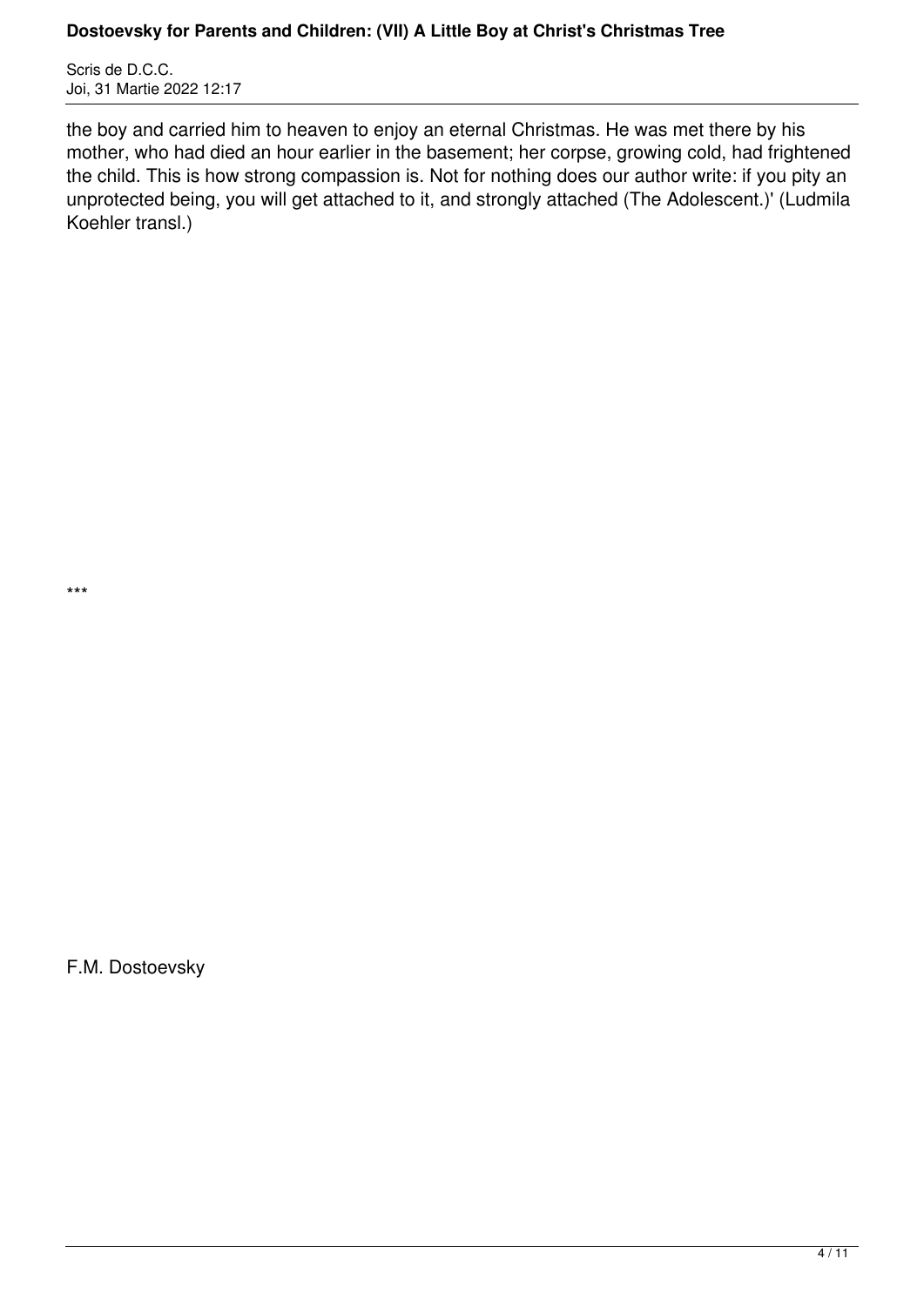the boy and carried him to heaven to enjoy an eternal Christmas. He was met there by his mother, who had died an hour earlier in the basement; her corpse, growing cold, had frightened the child. This is how strong compassion is. Not for nothing does our author write: if you pity an unprotected being, you will get attached to it, and strongly attached (The Adolescent.)' (Ludmila Koehler transl.)

***

F.M. Dostoevsky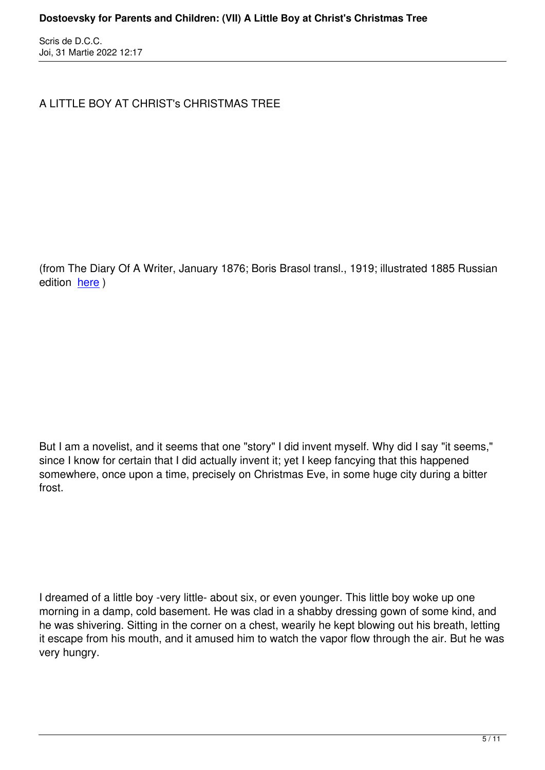A LITTLE BOY AT CHRIST's CHRISTMAS TREE

(from The Diary Of A Writer, January 1876; Boris Brasol transl., 1919; illustrated 1885 Russian edition here )

But I am a novelist, and it seems that one "story" I did invent myself. Why did I say "it seems," since I know for certain that I did actually invent it; yet I keep fancying that this happened somewhere, once upon a time, precisely on Christmas Eve, in some huge city during a bitter frost.

I dreamed of a little boy -very little- about six, or even younger. This little boy woke up one morning in a damp, cold basement. He was clad in a shabby dressing gown of some kind, and he was shivering. Sitting in the corner on a chest, wearily he kept blowing out his breath, letting it escape from his mouth, and it amused him to watch the vapor flow through the air. But he was very hungry.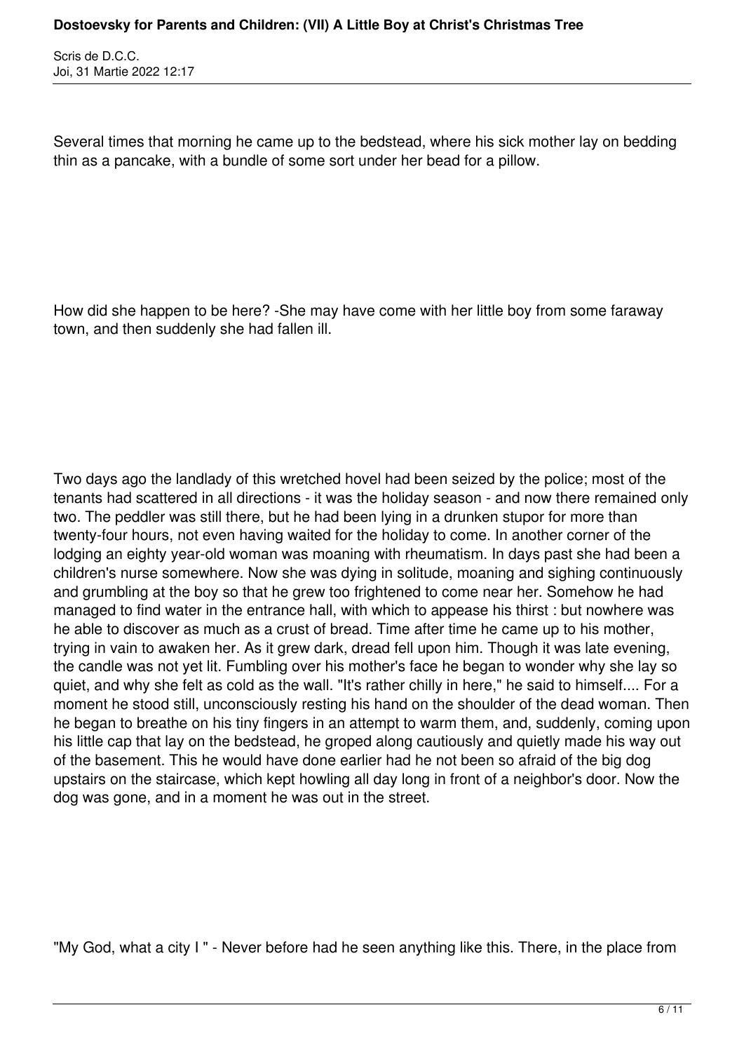Several times that morning he came up to the bedstead, where his sick mother lay on bedding thin as a pancake, with a bundle of some sort under her bead for a pillow.

How did she happen to be here? -She may have come with her little boy from some faraway town, and then suddenly she had fallen ill.

Two days ago the landlady of this wretched hovel had been seized by the police; most of the tenants had scattered in all directions - it was the holiday season - and now there remained only two. The peddler was still there, but he had been lying in a drunken stupor for more than twenty-four hours, not even having waited for the holiday to come. In another corner of the lodging an eighty year-old woman was moaning with rheumatism. In days past she had been a children's nurse somewhere. Now she was dying in solitude, moaning and sighing continuously and grumbling at the boy so that he grew too frightened to come near her. Somehow he had managed to find water in the entrance hall, with which to appease his thirst : but nowhere was he able to discover as much as a crust of bread. Time after time he came up to his mother, trying in vain to awaken her. As it grew dark, dread fell upon him. Though it was late evening, the candle was not yet lit. Fumbling over his mother's face he began to wonder why she lay so quiet, and why she felt as cold as the wall. "It's rather chilly in here," he said to himself.... For a moment he stood still, unconsciously resting his hand on the shoulder of the dead woman. Then he began to breathe on his tiny fingers in an attempt to warm them, and, suddenly, coming upon his little cap that lay on the bedstead, he groped along cautiously and quietly made his way out of the basement. This he would have done earlier had he not been so afraid of the big dog upstairs on the staircase, which kept howling all day long in front of a neighbor's door. Now the dog was gone, and in a moment he was out in the street.

"My God, what a city I " - Never before had he seen anything like this. There, in the place from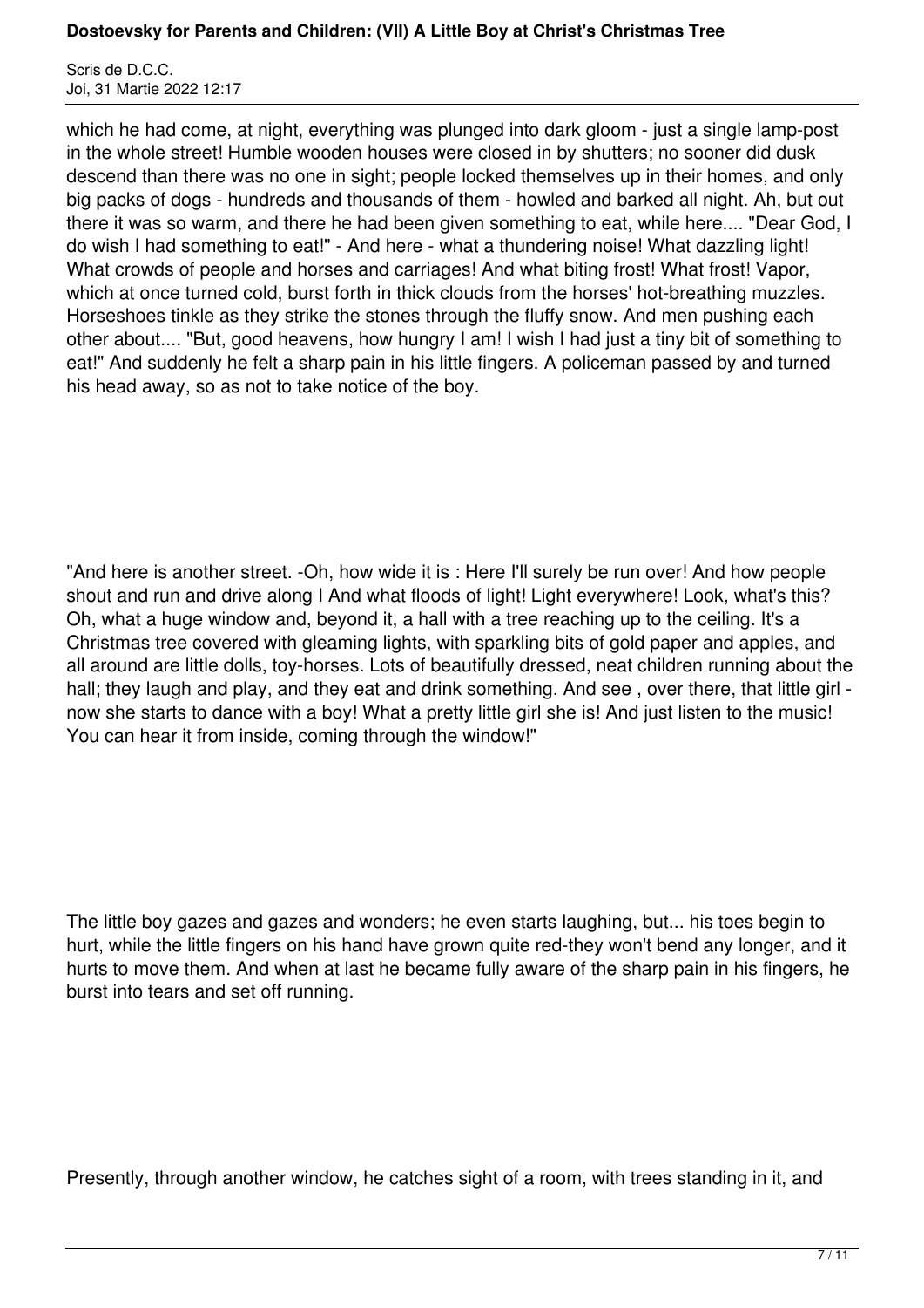which he had come, at night, everything was plunged into dark gloom - just a single lamp-post in the whole street! Humble wooden houses were closed in by shutters; no sooner did dusk descend than there was no one in sight; people locked themselves up in their homes, and only big packs of dogs - hundreds and thousands of them - howled and barked all night. Ah, but out there it was so warm, and there he had been given something to eat, while here.... "Dear God, I do wish I had something to eat!" - And here - what a thundering noise! What dazzling light! What crowds of people and horses and carriages! And what biting frost! What frost! Vapor, which at once turned cold, burst forth in thick clouds from the horses' hot-breathing muzzles. Horseshoes tinkle as they strike the stones through the fluffy snow. And men pushing each other about.... "But, good heavens, how hungry I am! I wish I had just a tiny bit of something to eat!" And suddenly he felt a sharp pain in his little fingers. A policeman passed by and turned his head away, so as not to take notice of the boy.

"And here is another street. -Oh, how wide it is : Here I'll surely be run over! And how people shout and run and drive along I And what floods of light! Light everywhere! Look, what's this? Oh, what a huge window and, beyond it, a hall with a tree reaching up to the ceiling. It's a Christmas tree covered with gleaming lights, with sparkling bits of gold paper and apples, and all around are little dolls, toy-horses. Lots of beautifully dressed, neat children running about the hall; they laugh and play, and they eat and drink something. And see , over there, that little girl - now she starts to dance with a boy! What a pretty little girl she is! And just listen to the music! You can hear it from inside, coming through the window!"

The little boy gazes and gazes and wonders; he even starts laughing, but... his toes begin to hurt, while the little fingers on his hand have grown quite red-they won't bend any longer, and it hurts to move them. And when at last he became fully aware of the sharp pain in his fingers, he burst into tears and set off running.

Presently, through another window, he catches sight of a room, with trees standing in it, and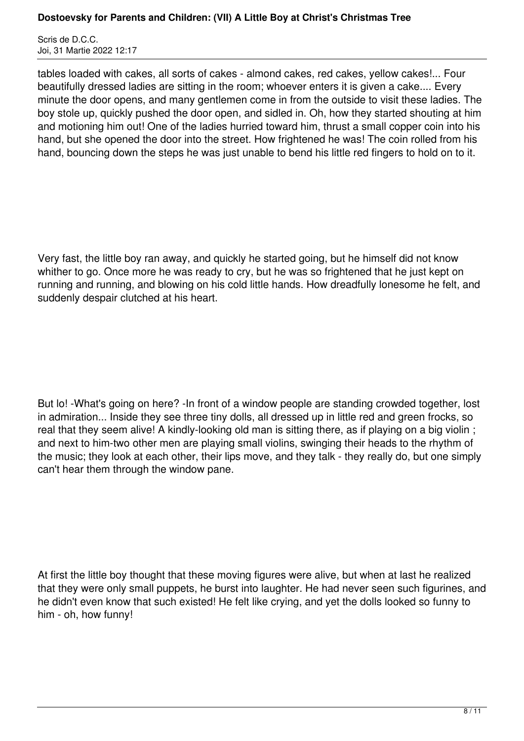tables loaded with cakes, all sorts of cakes - almond cakes, red cakes, yellow cakes!... Four beautifully dressed ladies are sitting in the room; whoever enters it is given a cake.... Every minute the door opens, and many gentlemen come in from the outside to visit these ladies. The boy stole up, quickly pushed the door open, and sidled in. Oh, how they started shouting at him and motioning him out! One of the ladies hurried toward him, thrust a small copper coin into his hand, but she opened the door into the street. How frightened he was! The coin rolled from his hand, bouncing down the steps he was just unable to bend his little red fingers to hold on to it.

Very fast, the little boy ran away, and quickly he started going, but he himself did not know whither to go. Once more he was ready to cry, but he was so frightened that he just kept on running and running, and blowing on his cold little hands. How dreadfully lonesome he felt, and suddenly despair clutched at his heart.

But lo! -What's going on here? -In front of a window people are standing crowded together, lost in admiration... Inside they see three tiny dolls, all dressed up in little red and green frocks, so real that they seem alive! A kindly-looking old man is sitting there, as if playing on a big violin ; and next to him-two other men are playing small violins, swinging their heads to the rhythm of the music; they look at each other, their lips move, and they talk - they really do, but one simply can't hear them through the window pane.

At first the little boy thought that these moving figures were alive, but when at last he realized that they were only small puppets, he burst into laughter. He had never seen such figurines, and he didn't even know that such existed! He felt like crying, and yet the dolls looked so funny to him - oh, how funny!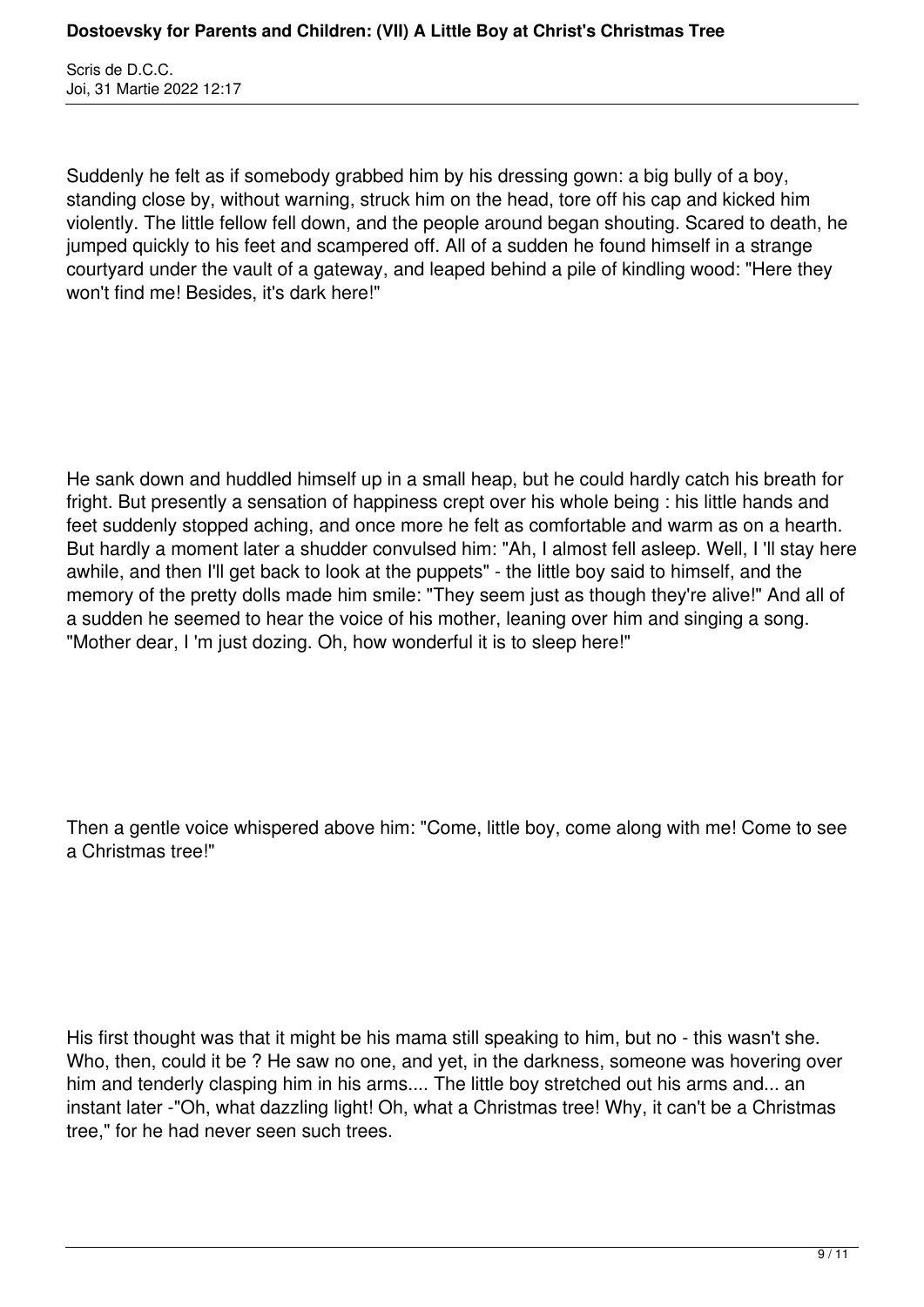Suddenly he felt as if somebody grabbed him by his dressing gown: a big bully of a boy, standing close by, without warning, struck him on the head, tore off his cap and kicked him violently. The little fellow fell down, and the people around began shouting. Scared to death, he jumped quickly to his feet and scampered off. All of a sudden he found himself in a strange courtyard under the vault of a gateway, and leaped behind a pile of kindling wood: "Here they won't find me! Besides, it's dark here!"

He sank down and huddled himself up in a small heap, but he could hardly catch his breath for fright. But presently a sensation of happiness crept over his whole being : his little hands and feet suddenly stopped aching, and once more he felt as comfortable and warm as on a hearth. But hardly a moment later a shudder convulsed him: "Ah, I almost fell asleep. Well, I 'll stay here awhile, and then I'll get back to look at the puppets" - the little boy said to himself, and the memory of the pretty dolls made him smile: "They seem just as though they're alive!" And all of a sudden he seemed to hear the voice of his mother, leaning over him and singing a song. "Mother dear, I 'm just dozing. Oh, how wonderful it is to sleep here!"

Then a gentle voice whispered above him: "Come, little boy, come along with me! Come to see a Christmas tree!"

His first thought was that it might be his mama still speaking to him, but no - this wasn't she. Who, then, could it be ? He saw no one, and yet, in the darkness, someone was hovering over him and tenderly clasping him in his arms.... The little boy stretched out his arms and... an instant later -"Oh, what dazzling light! Oh, what a Christmas tree! Why, it can't be a Christmas tree," for he had never seen such trees.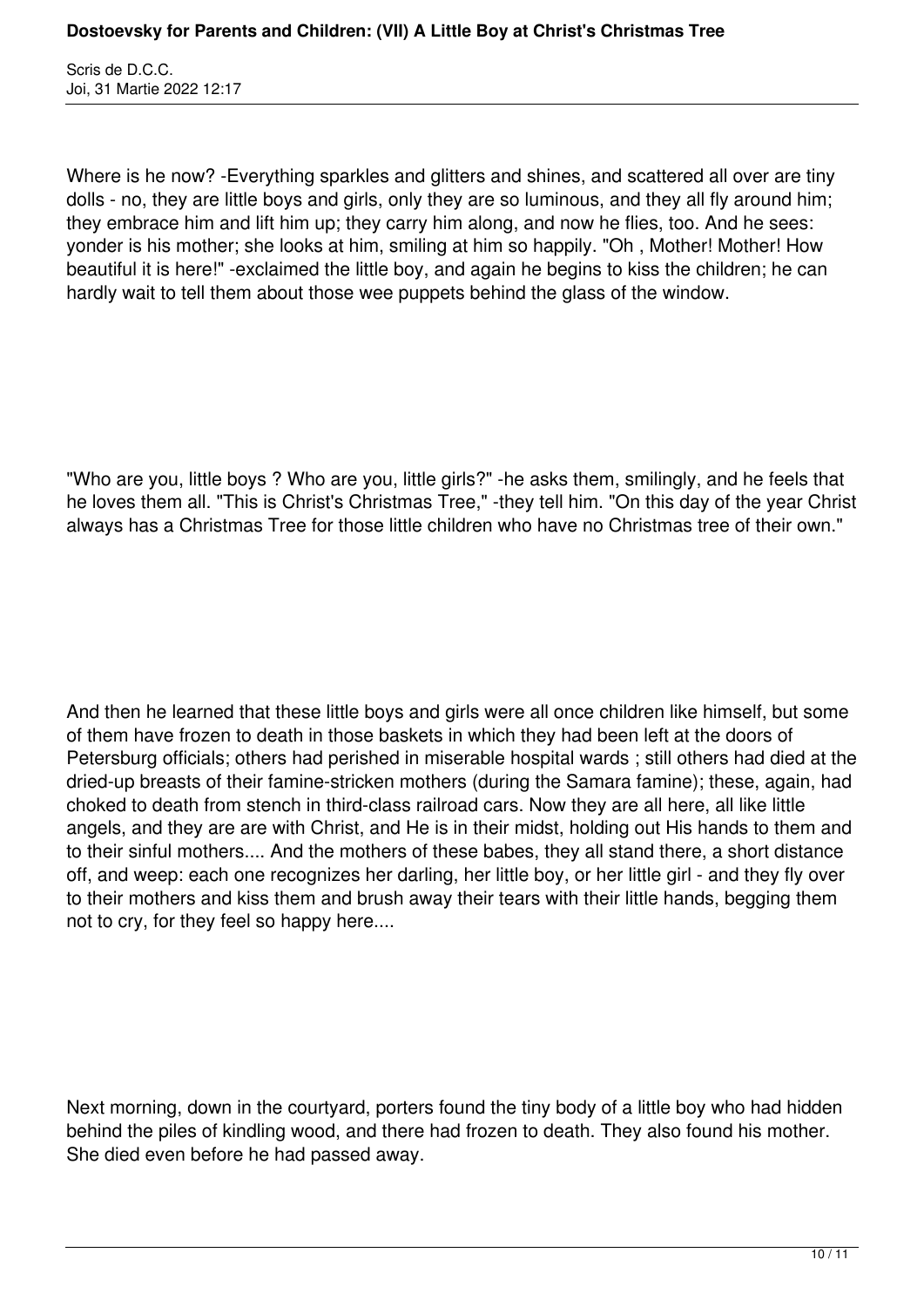Where is he now? -Everything sparkles and glitters and shines, and scattered all over are tiny dolls - no, they are little boys and girls, only they are so luminous, and they all fly around him; they embrace him and lift him up; they carry him along, and now he flies, too. And he sees: yonder is his mother; she looks at him, smiling at him so happily. "Oh , Mother! Mother! How beautiful it is here!" -exclaimed the little boy, and again he begins to kiss the children; he can hardly wait to tell them about those wee puppets behind the glass of the window.

"Who are you, little boys ? Who are you, little girls?" -he asks them, smilingly, and he feels that he loves them all. "This is Christ's Christmas Tree," -they tell him. "On this day of the year Christ always has a Christmas Tree for those little children who have no Christmas tree of their own."

And then he learned that these little boys and girls were all once children like himself, but some of them have frozen to death in those baskets in which they had been left at the doors of Petersburg officials; others had perished in miserable hospital wards ; still others had died at the dried-up breasts of their famine-stricken mothers (during the Samara famine); these, again, had choked to death from stench in third-class railroad cars. Now they are all here, all like little angels, and they are are with Christ, and He is in their midst, holding out His hands to them and to their sinful mothers.... And the mothers of these babes, they all stand there, a short distance off, and weep: each one recognizes her darling, her little boy, or her little girl - and they fly over to their mothers and kiss them and brush away their tears with their little hands, begging them not to cry, for they feel so happy here....

Next morning, down in the courtyard, porters found the tiny body of a little boy who had hidden behind the piles of kindling wood, and there had frozen to death. They also found his mother. She died even before he had passed away.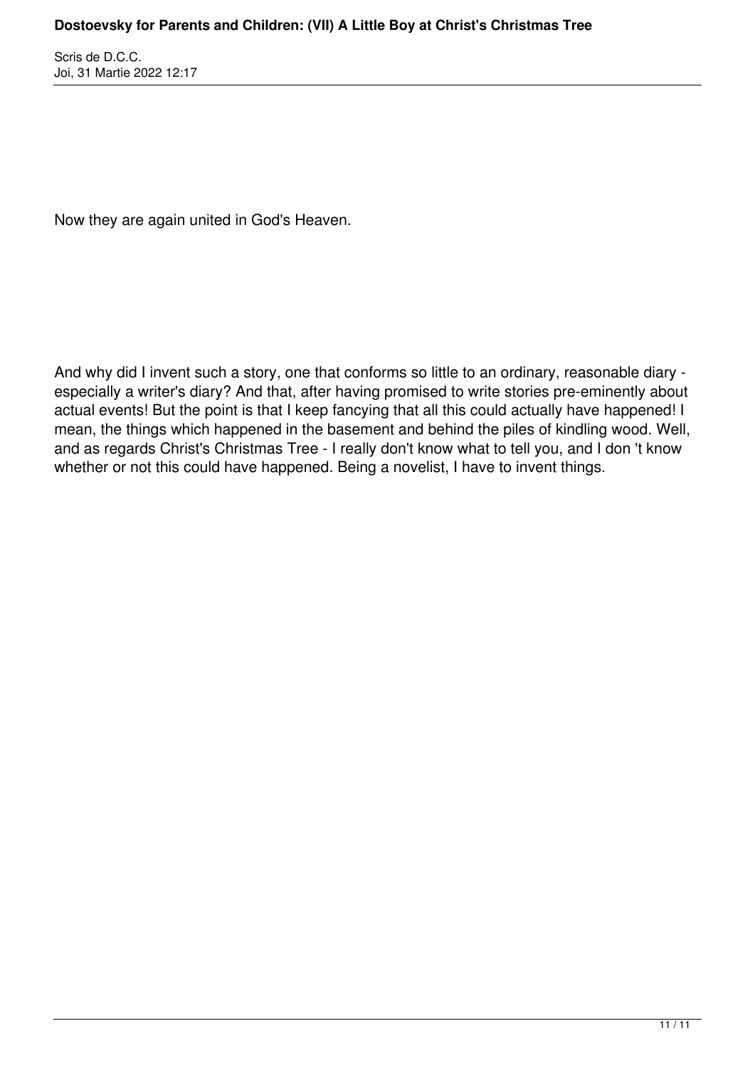Now they are again united in God's Heaven.

And why did I invent such a story, one that conforms so little to an ordinary, reasonable diary - especially a writer's diary? And that, after having promised to write stories pre-eminently about actual events! But the point is that I keep fancying that all this could actually have happened! I mean, the things which happened in the basement and behind the piles of kindling wood. Well, and as regards Christ's Christmas Tree - I really don't know what to tell you, and I don 't know whether or not this could have happened. Being a novelist, I have to invent things.